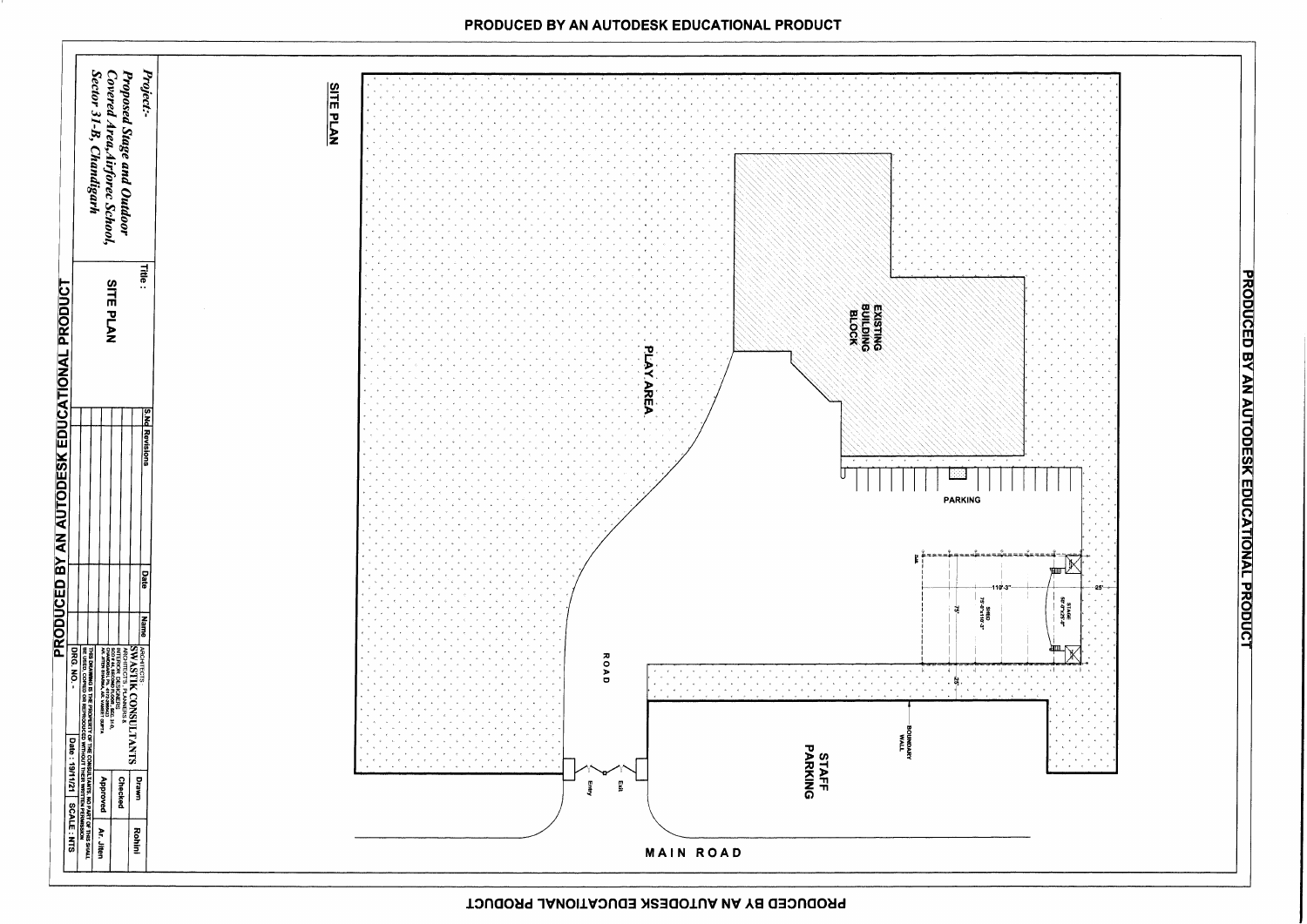## SITE PLAN

EXISTING BUILDING BLOCK

PLAY AREA

PARKING

110'-3"

25'

SHED 75'-0"x110'-3"

75'

STAGE 50'-0"x25'-0"

25'

ROAD

BOUNDARY WALL

STAFF PARKING

Entry

Exit

MAIN ROAD

**Project:-**

*Proposed Stage and Outdoor Covered Area, Airforce School, Sector 31-B, Chandigarh*

**Title :** SITE PLAN

| S.No | Revisions | Date | Name |
|---|---|---|---|
| | | | |

ARCHITECTS

SWASTIK CONSULTANTS

ARCHITECTS, PLANNERS & INTERIOR DESIGNERS

THIS DRAWING IS THE PROPERTY OF THE CONSULTANTS. NO PART OF THIS SHALL BE USED, COPIED OR REPRODUCED WITHOUT THEIR WRITTEN PERMISSION

| | |
|---|---|
| Drawn | Rohini |
| Checked | |
| Approved | Ar. Jiten |

DRG. NO.-

Date : 19/11/21

SCALE : NTS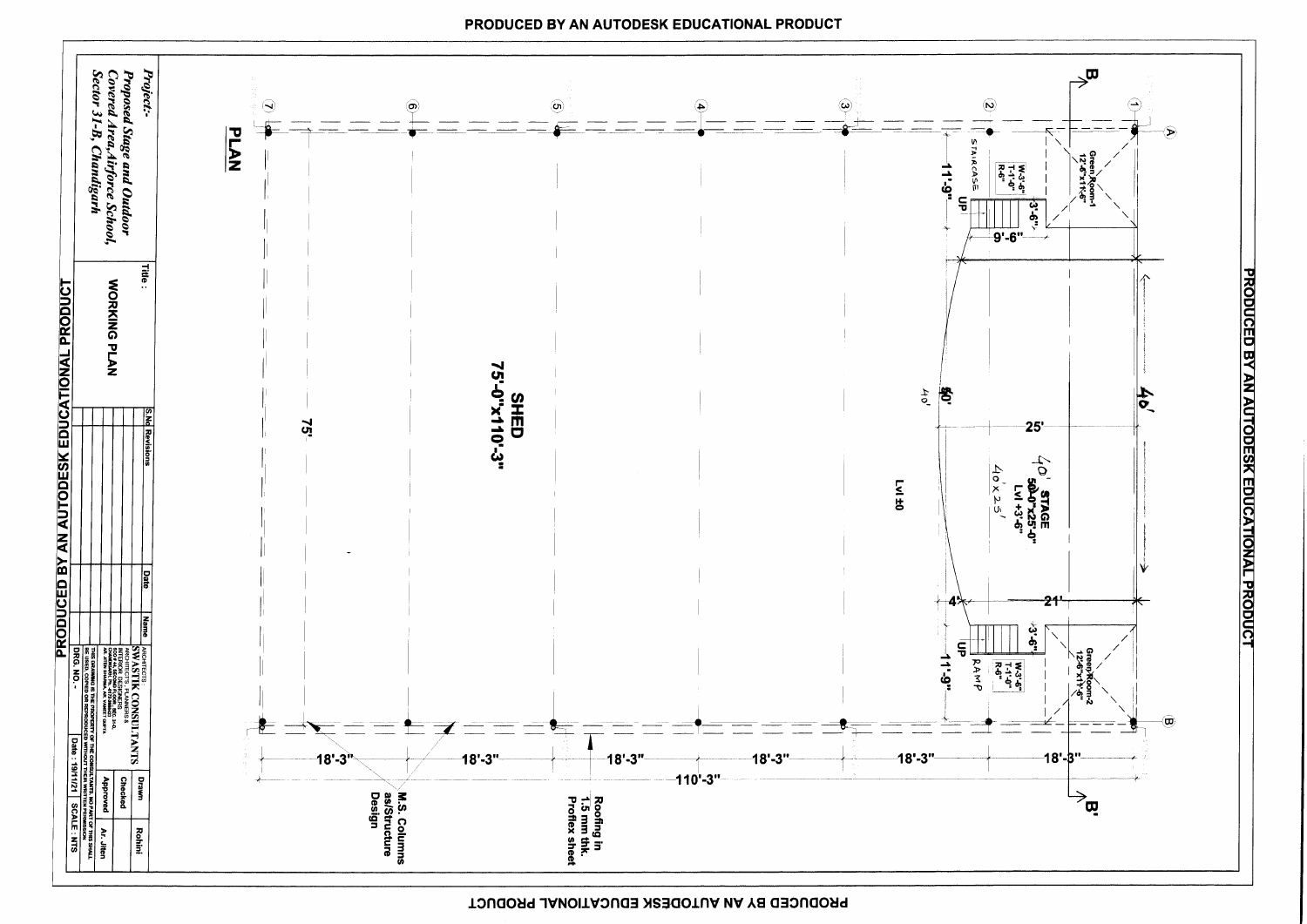**PLAN**

Green Room-1 12'-6"x11'-6"

W-3'-6" T-1'-0" R-6"

STAIRCASE

UP

3'-6"

9'-6"

11'-9"

46'

50' 40'

25'

STAGE 50'-0"x25'-0" Lvl +3'-6"

40' 40'x25'

Lvl ±0

4'

21'

3'-6"

UP

RAMP

W-3'-6" T-1'-0" R-6"

Green Room-2 12'-6"x11'-6"

11'-9"

**SHED 75'-0"x110'-3"**

75'

18'-3" | 18'-3" | 18'-3" | 18'-3" | 18'-3" | 18'-3"

110'-3"

M.S. Columns as/Structure Design

Roofing in 1.5 mm thk. Profiex sheet

B — B'

Grid: 1, 2, 3, 4, 5, 6, 7 / A, B

Project:- Proposed Stage and Outdoor Covered Area, Airforce School, Sector 31-B, Chandigarh

Title : WORKING PLAN

| S.No | Revisions | Date | Name |
|---|---|---|---|
| | | | |

SWASTIK CONSULTANTS — ARCHITECTS, PLANNERS & INTERIOR DESIGNERS

| Drawn | Rohini |
|---|---|
| Checked | |
| Approved | Ar. Jiten |

DRG. NO.- | Date : 19/11/21 | SCALE: NTS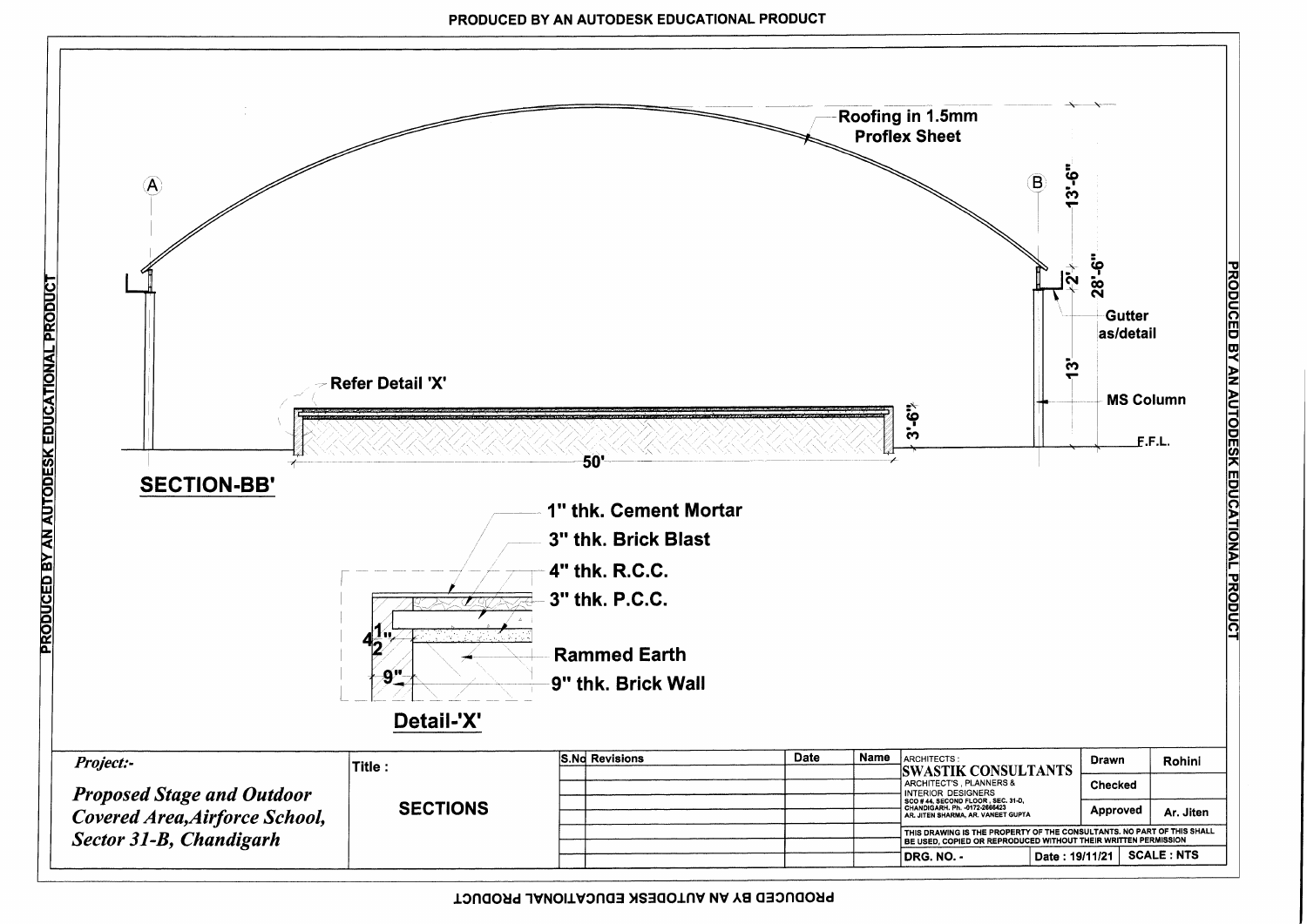## SECTION-BB'

Roofing in 1.5mm Proflex Sheet

A

B

13'-6"

2'

28'-6"

13'

Gutter as/detail

MS Column

F.F.L.

Refer Detail 'X'

3'-6"

50'

## Detail-'X'

- 1" thk. Cement Mortar
- 3" thk. Brick Blast
- 4" thk. R.C.C.
- 3" thk. P.C.C.
- Rammed Earth
- 9" thk. Brick Wall

$4\frac{1}{2}$"

9"

| Project:- | Title : | S.No | Revisions | Date | Name | ARCHITECTS : SWASTIK CONSULTANTS ARCHITECT'S , PLANNERS & INTERIOR DESIGNERS SCO # 44, SECOND FLOOR , SEC. 31-D, CHANDIGARH. Ph. -0172-2666423 AR. JITEN SHARMA, AR. VANEET GUPTA | Drawn | Rohini |
|---|---|---|---|---|---|---|---|---|
| *Proposed Stage and Outdoor Covered Area, Airforce School, Sector 31-B, Chandigarh* | SECTIONS | | | | | | Checked | |
| | | | | | | | Approved | Ar. Jiten |
| | | | | | | THIS DRAWING IS THE PROPERTY OF THE CONSULTANTS. NO PART OF THIS SHALL BE USED, COPIED OR REPRODUCED WITHOUT THEIR WRITTEN PERMISSION | | |
| | | | | | | DRG. NO. - | Date : 19/11/21 | SCALE : NTS |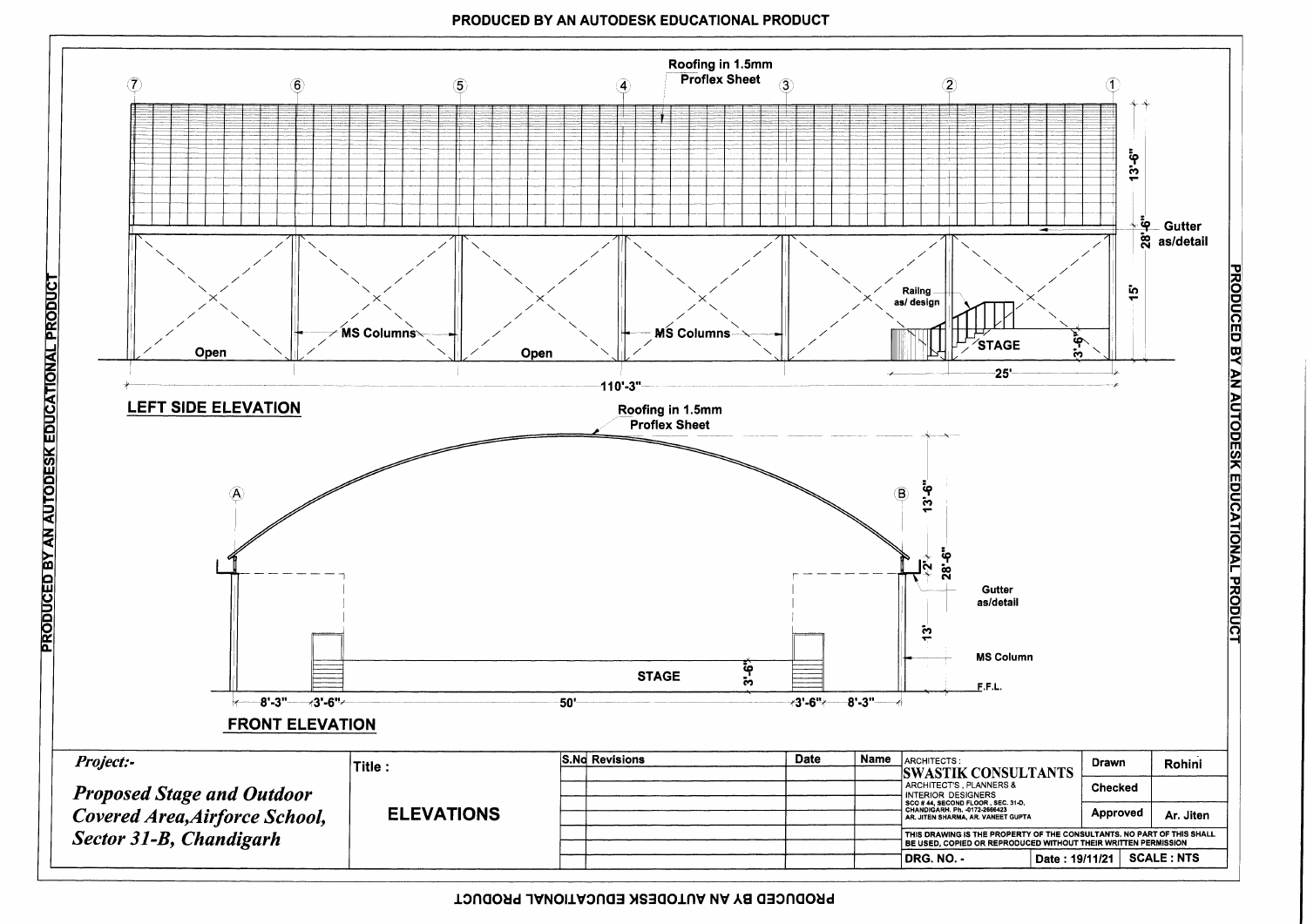## LEFT SIDE ELEVATION

Roofing in 1.5mm Proflex Sheet

Grid lines: 7, 6, 5, 4, 3, 2, 1

13'-6"

6" Gutter as/detail

28'-6"

15'

Railing as/ design

STAGE

3'-6"

Open

MS Columns

Open

MS Columns

110'-3"

25'

## FRONT ELEVATION

Roofing in 1.5mm Proflex Sheet

Grid lines: A, B

13'-6"

2'

28'-6"

Gutter as/detail

13'

MS Column

STAGE

3'-6"

F.F.L.

8'-3" | 3'-6" | 50' | 3'-6" | 8'-3"

| Project:- | Title : | S.No | Revisions | Date | Name | ARCHITECTS : | Drawn | Rohini |
|---|---|---|---|---|---|---|---|---|
| *Proposed Stage and Outdoor Covered Area,Airforce School, Sector 31-B, Chandigarh* | ELEVATIONS | | | | | SWASTIK CONSULTANTS<br>ARCHITECT'S , PLANNERS & INTERIOR DESIGNERS<br>SCO # 44, SECOND FLOOR , SEC. 31-D, CHANDIGARH. Ph. -0172-2666423<br>AR. JITEN SHARMA, AR. VANEET GUPTA | Checked | |
| | | | | | | | Approved | Ar. Jiten |
| | | | | | | THIS DRAWING IS THE PROPERTY OF THE CONSULTANTS. NO PART OF THIS SHALL BE USED, COPIED OR REPRODUCED WITHOUT THEIR WRITTEN PERMISSION | | |
| | | | | | | DRG. NO. - | Date : 19/11/21 | SCALE : NTS |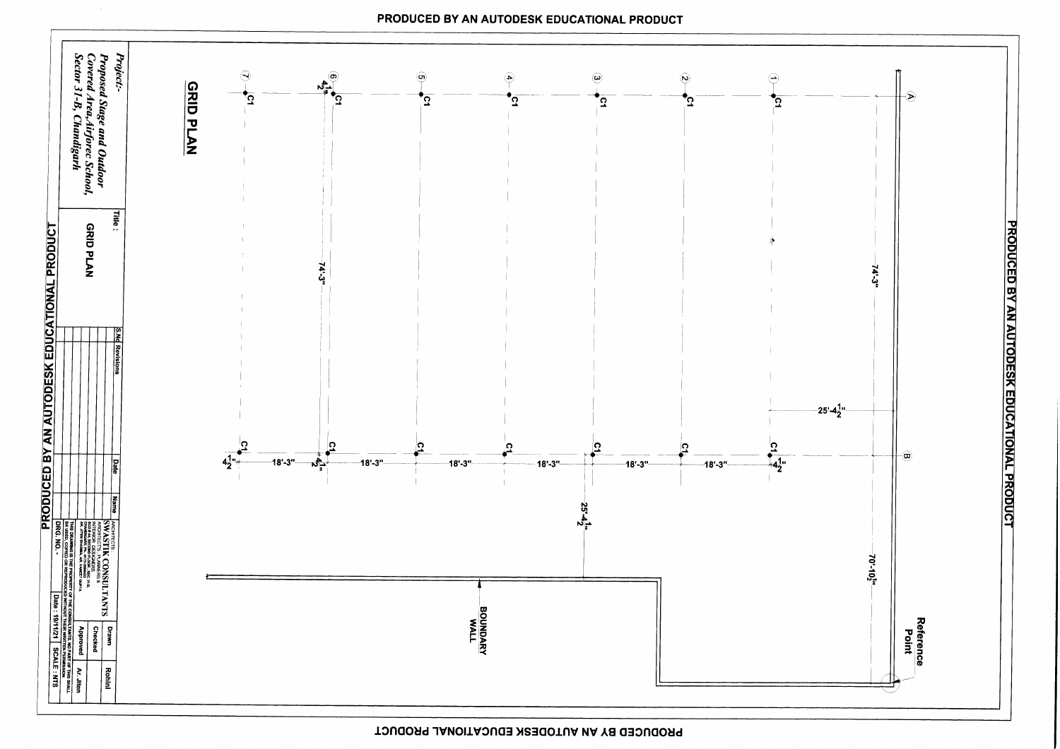PRODUCED BY AN AUTODESK EDUCATIONAL PRODUCT

# GRID PLAN

Grid lines: 1, 2, 3, 4, 5, 6, 7 and A, B

Columns: C1 at each grid intersection

Dimensions: 74'-3" ; 74'-3" ; 25'-4½" ; 25'-4½" ; 70'-10½" ; 18'-3" ; 18'-3" ; 18'-3" ; 18'-3" ; 18'-3" ; 18'-3" ; 4½" ; 4½" ; 4½" ; 4½"

BOUNDARY WALL

Reference Point

**Project:-**
*Proposed Stage and Outdoor Covered Area, Airforce School, Sector 31-B, Chandigarh*

**Title :** GRID PLAN

| S.No | Revisions | Date | Name |
|---|---|---|---|
| | | | |

ARCHITECTS: SWASTIK CONSULTANTS

THIS DRAWING IS THE PROPERTY OF THE CONSULTANTS. NO PART OF THIS SHALL BE USED, COPIED OR REPRODUCED WITHOUT THEIR WRITTEN PERMISSION

| Drawn | Rohini |
|---|---|
| Checked | |
| Approved | Ar. Jiten |

DRG. NO. -

Date : 19/11/21 | SCALE : NTS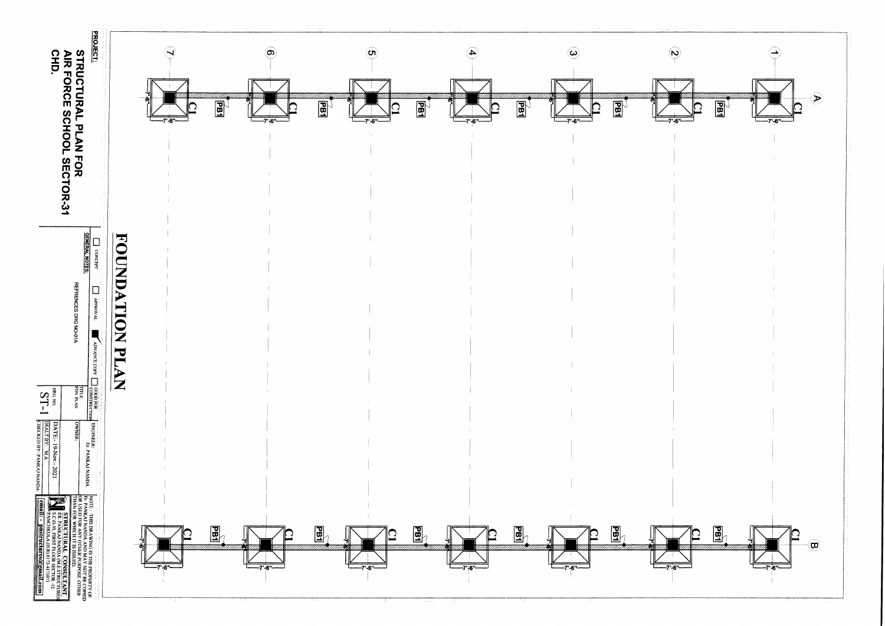# FOUNDATION PLAN

Grid lines: 1, 2, 3, 4, 5, 6, 7 and A, B

Footings: C1 (7'-6" x 7'-6") at each grid intersection; plinth beams PB1 between footings.

**PROJECT:**

**STRUCTURAL PLAN FOR AIR FORCE SCHOOL SECTOR-31 CHD.**

**GENERAL NOTES:**

REFRENCES DRG NO-01A

☐ CONCEPT ☐ APPROVAL ■ ADVANCE COPY ☐ GOOD FOR CONSTRUCTION

| | |
|---|---|
| TITLE: FDN. PLAN | ENGINEER: Er. PANKAJ NANDA |
| | OWNER: |
| DRG. NO. ST-1 | DATE:- 19-Nov.- 2021 |
| | DEALT BY: M.A |
| | CHECKED BY: PANKAJ NANDA |

NOTE: THIS DRAWING IS THE PROPERTY OF Er. PANKAJ NANDA AND MAY NOT BE COPIED OR USED FOR ANY OTHER PURPOSE OTHER THAN FOR WHICH IT IS ISSUED.

**STRUCTURAL CONSULTANT**
ER. PANKAJ NANDA OM-E STRUCTURES
S.C.O-39, FIRST FLOOR SECTOR- 12
PANCHKULA(H.R) 0172-4171073

email:- pnstructures@gmail.com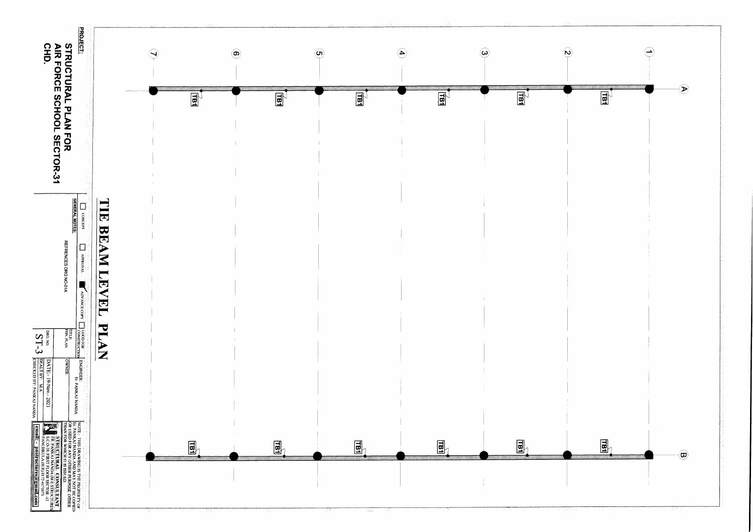# TIE BEAM LEVEL PLAN

A, B

1, 2, 3, 4, 5, 6, 7

TB1 TB1 TB1 TB1 TB1 TB1

TB1 TB1 TB1 TB1 TB1 TB1

**PROJECT:**

**STRUCTURAL PLAN FOR AIR FORCE SCHOOL SECTOR-31 CHD.**

**GENERAL NOTES:**

☐ CONCEPT ☐ APPROVAL ☑ ADVANCE COPY ☐ GOOD FOR CONSTRUCTION

REFRENCES DRG NO-01A

| | |
|---|---|
| TITLE: FDN. PLAN | ENGINEER: Er. PANKAJ NANDA |
| | OWNER: |
| DRG. NO. ST-3 | DATE:- 19-Nov.- 2021 |
| | DEALT BY: M.A |
| | CHECKED BY: PANKAJ NANDA |

NOTE : THIS DRAWING IS THE PROPERTY OF Er. PANKAJ NANDA AND MAY NOT BE COPIED OR USED FOR ANY OTHER PURPOSE OTHER THAN FOR WHICH IT IS ISSUED.

**STRUCTURAL CONSULTANT**

ER. PANKAJ NANDA (M.E STRUCTURES)

S.C.O.-39 FIRST FLOOR SECTOR 12 PANCHKULA (HR) 0172-4710073

email:- pjstructures@gmail.com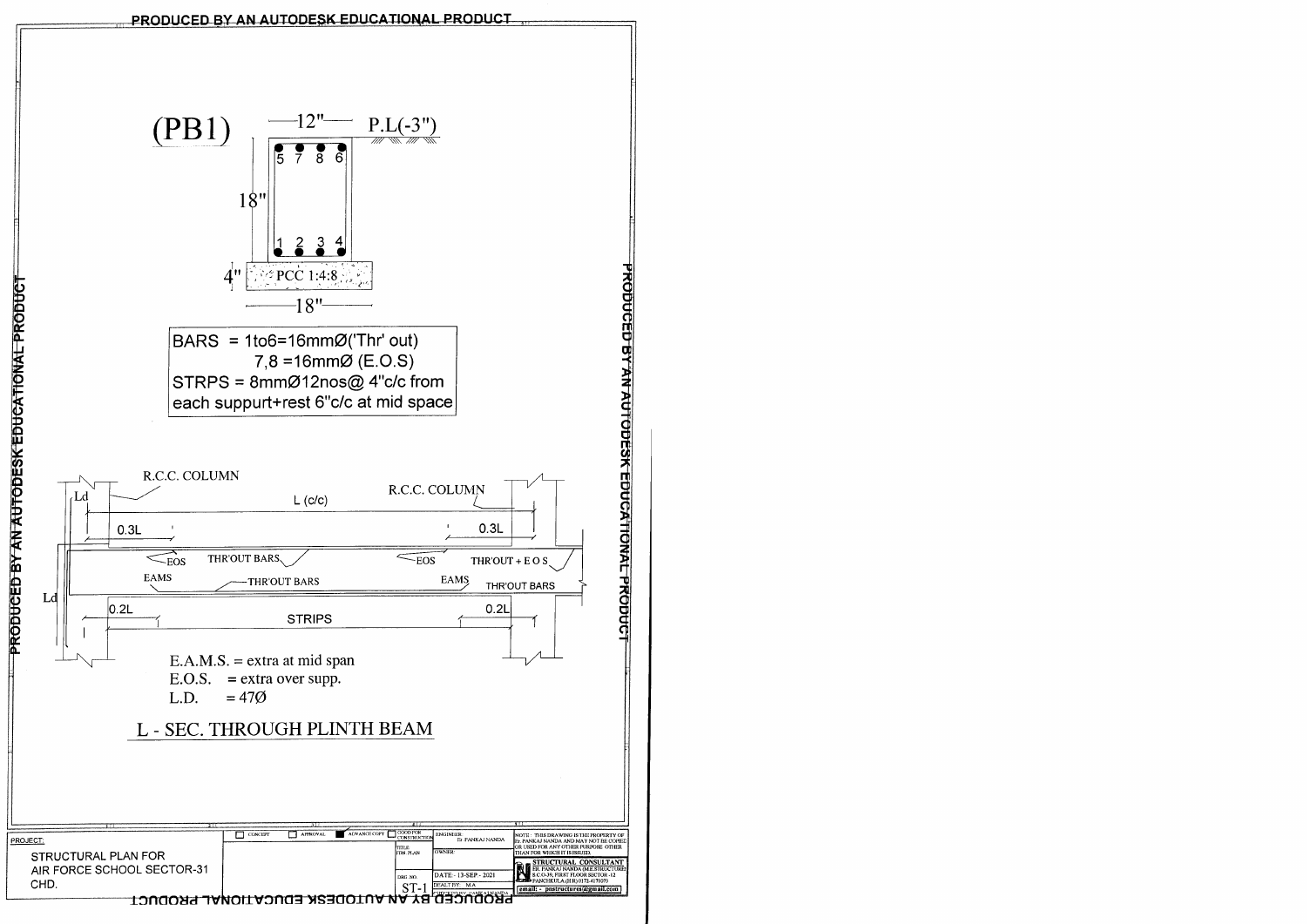PRODUCED BY AN AUTODESK EDUCATIONAL PRODUCT

## (PB1)

12" P.L(-3")

18"

5 7 8 6

1 2 3 4

4" PCC 1:4:8

18"

BARS = 1to6=16mmØ('Thr' out)
7,8 =16mmØ (E.O.S)
STRPS = 8mmØ12nos@ 4"c/c from each suppurt+rest 6"c/c at mid space

R.C.C. COLUMN

L (c/c)

R.C.C. COLUMN

Ld

0.3L

0.3L

EOS THR'OUT BARS

EOS THR'OUT + E O S

EAMS THR'OUT BARS

EAMS THR'OUT BARS

Ld

0.2L

STRIPS

0.2L

E.A.M.S. = extra at mid span
E.O.S. = extra over supp.
L.D. = 47Ø

## L - SEC. THROUGH PLINTH BEAM

| PROJECT: | CONCEPT / APPROVAL / ADVANCE COPY / GOOD FOR CONSTRUCTION | ENGINEER: Er. PANKAJ NANDA | NOTE: THIS DRAWING IS THE PROPERTY OF Er. PANKAJ NANDA AND MAY NOT BE COPIED OR USED FOR ANY OTHER PURPOSE OTHER THAN FOR WHICH IT IS ISSUED. |
|---|---|---|---|
| STRUCTURAL PLAN FOR AIR FORCE SCHOOL SECTOR-31 CHD. | TITLE: FDN PLAN | OWNER: | STRUCTURAL CONSULTANT Er. PANKAJ NANDA (M.E.STRUCTURE) S.C.O-39, FIRST FLOOR SECTOR -12 PANCHKULA (H.R) 0172-4171073 |
| | DRG NO. ST-1 | DATE: - 13-SEP - 2021 DEALT BY: M.A CHECKED BY: PANKAJ NANDA | email: - pnstructures@gmail.com |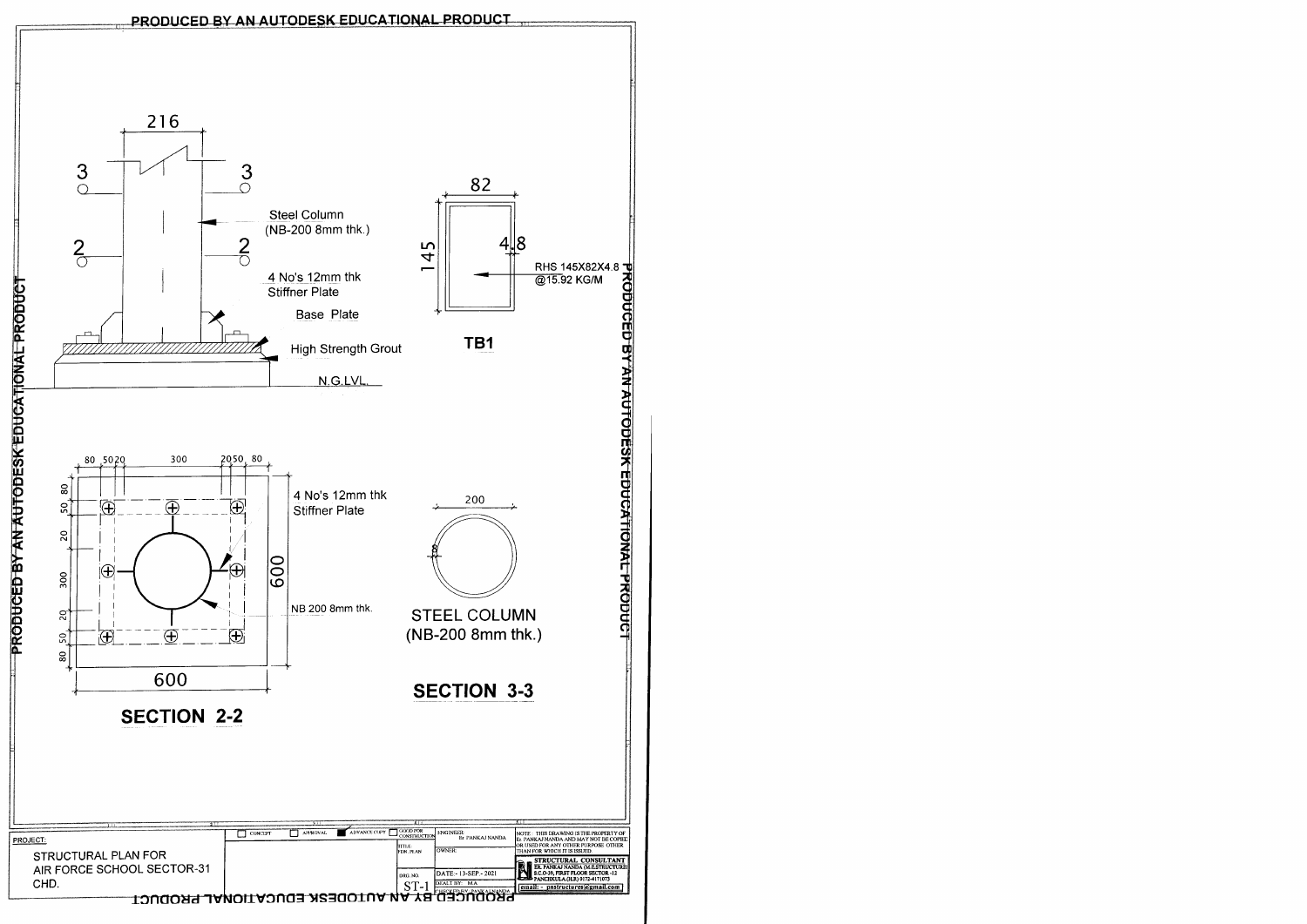PRODUCED BY AN AUTODESK EDUCATIONAL PRODUCT

216

3 3

Steel Column (NB-200 8mm thk.)

2 2

4 No's 12mm thk Stiffner Plate

Base Plate

High Strength Grout

N.G.LVL.

82

145

4.8

RHS 145X82X4.8 @15.92 KG/M

**TB1**

80 50 20 300 20 50 80

80 50 20 300 20 50 80

4 No's 12mm thk Stiffner Plate

600

NB 200 8mm thk.

600

## SECTION 2-2

200

STEEL COLUMN (NB-200 8mm thk.)

## SECTION 3-3

PROJECT:

STRUCTURAL PLAN FOR AIR FORCE SCHOOL SECTOR-31 CHD.

CONCEPT | APPROVAL | ADVANCE COPY | GOOD FOR CONSTRUCTION

TITLE: FDN. PLAN

ENGINEER: Er. PANKAJ NANDA

OWNER:

DRG. NO. ST-1

DATE:- 13-SEP-2021

DEALT BY: M.A

CHECKED BY: PANKAJ NANDA

NOTE: THIS DRAWING IS THE PROPERTY OF Er. PANKAJ NANDA AND MAY NOT BE COPIED OR USED FOR ANY OTHER PURPOSE OTHER THAN FOR WHICH IT IS ISSUED.

STRUCTURAL CONSULTANT
ER. PANKAJ NANDA (M.E.STRUCTURES)
S.C.O-19, FIRST FLOOR SECTOR -12 PANCHKULA (H.R) 9172-4171073

email:- pnstructures@gmail.com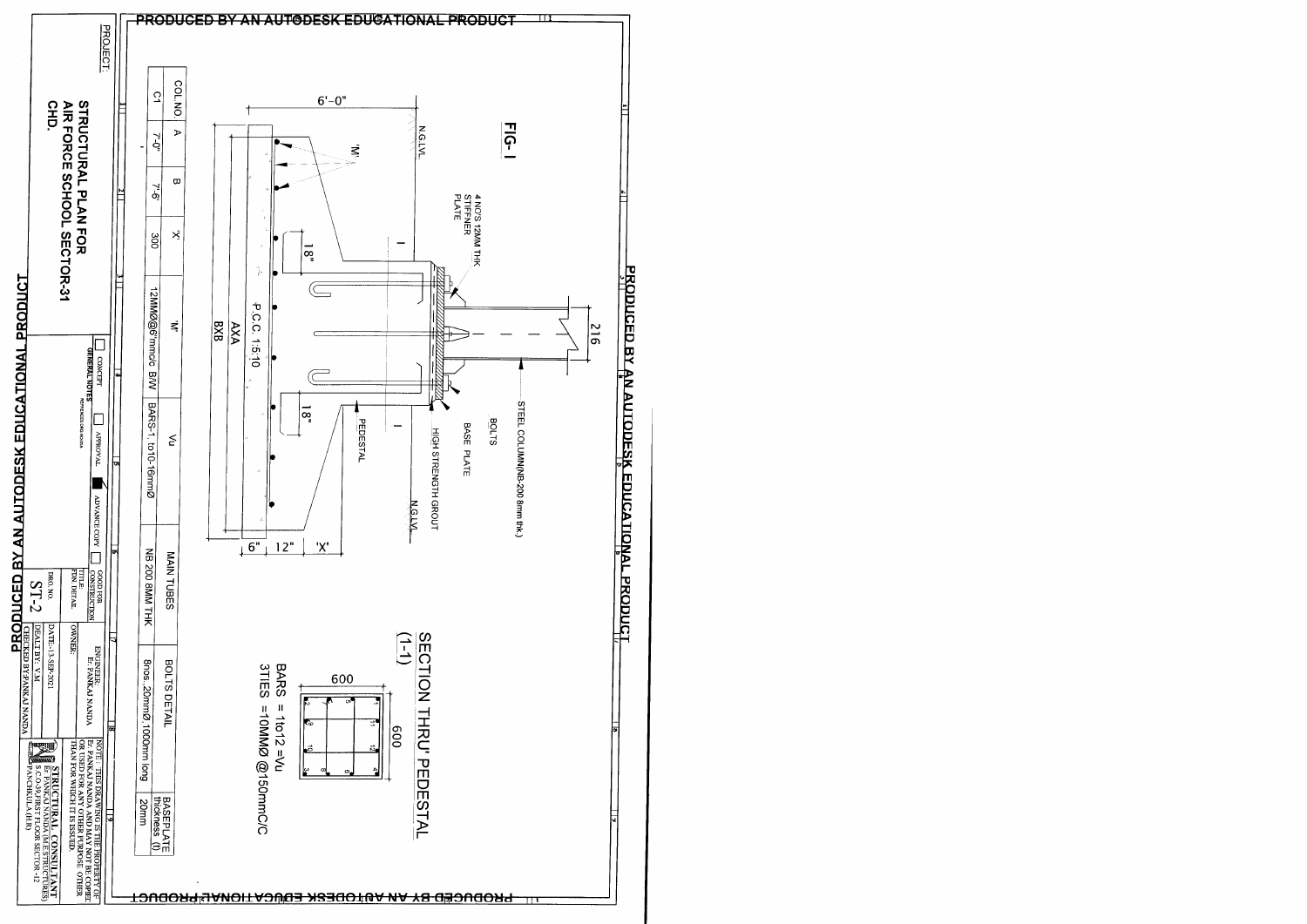# FIG-I

- 4 NO'S 12MM THK STIFFNER PLATE
- STEEL COLUMN(NB-200 8mm thk.)
- BOLTS
- BASE PLATE
- HIGH STRENGTH GROUT
- PEDESTAL
- N.G.LVL
- 216
- 6'-0"
- 18"
- 'M'
- P.C.C. 1:5:10
- AXA
- BXB
- 6" | 12" | 'X'

## SECTION THRU' PEDESTAL (1-1)

600 x 600

BARS = 1to12 = Vu

3TIES = 10MMØ @150mmC/C

| COL NO. | A | B | 'X' | 'M' | Vu | MAIN TUBES | BOLTS DETAIL | BASEPLATE thickness (t) |
|---|---|---|---|---|---|---|---|---|
| C1 | 7'-0" | 7'-6" | 300 | 12MMØ@6"mmc/c B/W | BARS-1. to10-16mmØ | NB 200 8MM THK | 8nos. 20mmØ,1000mm long | 20mm |

PROJECT:

**STRUCTURAL PLAN FOR AIR FORCE SCHOOL SECTOR-31 CHD.**

GENERAL NOTES: CONCEPT / APPROVAL / ADVANCE COPY / GOOD FOR CONSTRUCTION

TITLE: FDN DETAIL

DRG NO. ST-2

OWNER:

ENGINEER: Er. PANKAJ NANDA

DATE:-13-SEP-2021

DEALT BY:-V.M

CHECKED BY:PANKAJ NANDA

NOTE: THIS DRAWING IS THE PROPERTY OF Er. PANKAJ NANDA AND MAY NOT BE COPIED OR USED FOR ANY OTHER PURPOSE OTHER THAN FOR WHICH IT IS ISSUED.

STRUCTURAL CONSULTANT

Er. PANKAJ NANDA (M.E.STRUCTURES)

S.C.O-59 FIRST FLOOR SECTOR-12

PANCHKULA (H.R)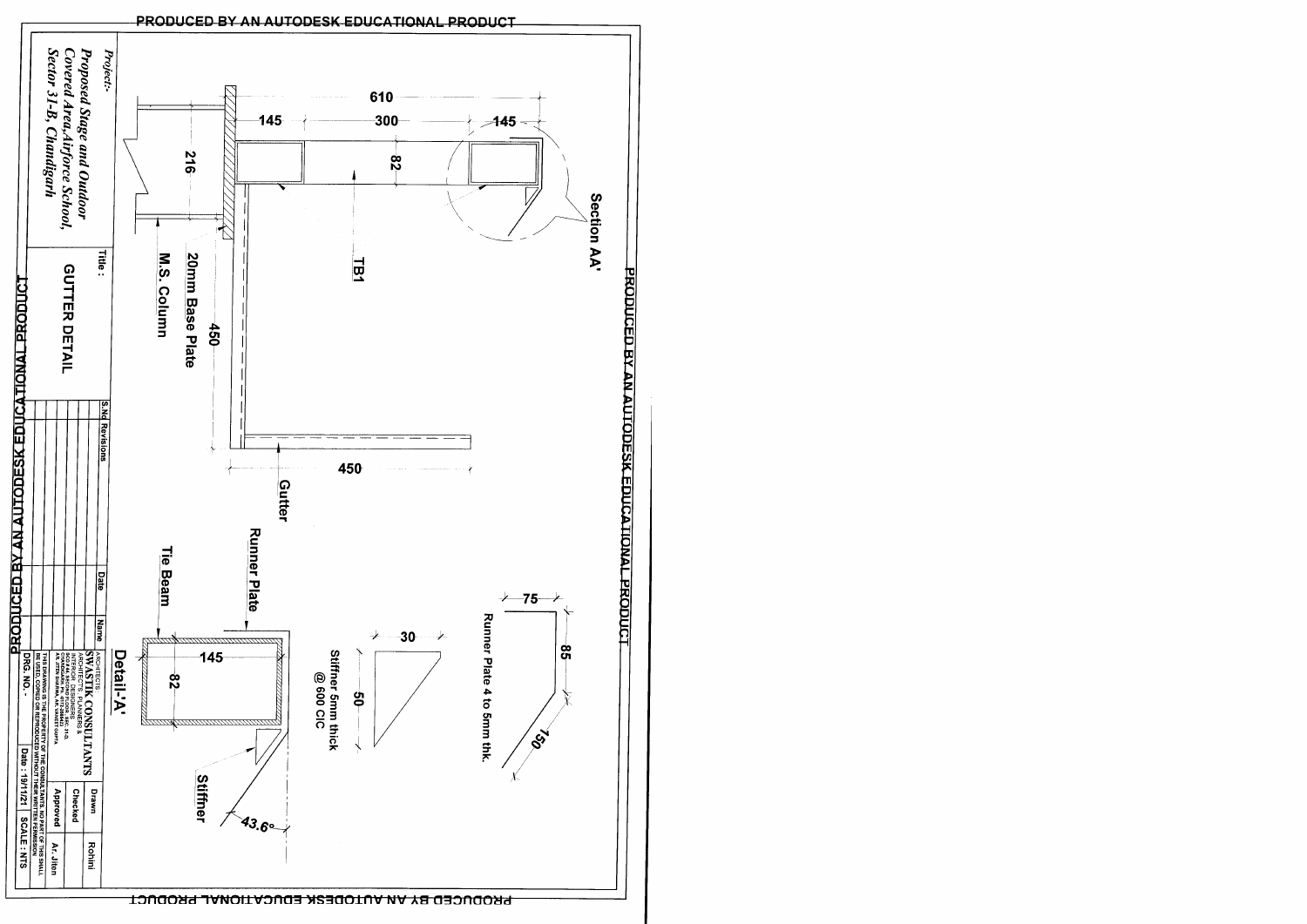PRODUCED BY AN AUTODESK EDUCATIONAL PRODUCT

## Section AA'

610

145 | 300 | 145

82

216

TB1

20mm Base Plate

M.S. Column

450

450

Gutter

Runner Plate 4 to 5mm thk.

75

85

150

30

50

Stiffner 5mm thick @ 600 C/C

## Detail-'A'

Runner Plate

Tie Beam

145

82

Stiffner

43.6°

Project:-
*Proposed Stage and Outdoor Covered Area,Airforce School, Sector 31-B, Chandigarh*

Title :
**GUTTER DETAIL**

| S.No | Revisions | Date |
|---|---|---|
| | | |

| Name | |
|---|---|
| Drawn | Rohini |
| Checked | |
| Approved | Ar. Jiten |

ARCHITECTS:
SWASTIK CONSULTANTS
ARCHITECTS, PLANNERS & INTERIOR DESIGNERS

THIS DRAWING IS THE PROPERTY OF THE CONSULTANTS. NO PART OF THIS SHALL BE USED, COPIED OR REPRODUCED WITHOUT THEIR WRITTEN PERMISSION

DRG. NO. -

Date : 19/11/21

SCALE : NTS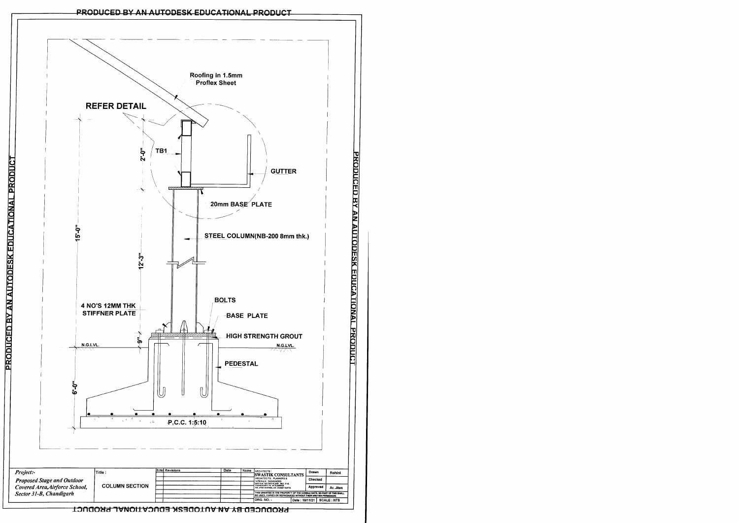Roofing in 1.5mm Proflex Sheet

REFER DETAIL

TB1

GUTTER

20mm BASE PLATE

STEEL COLUMN(NB-200 8mm thk.)

BOLTS

4 NO'S 12MM THK STIFFNER PLATE

BASE PLATE

HIGH STRENGTH GROUT

N.G.LVL.

N.G.LVL.

PEDESTAL

P.C.C. 1:5:10

15'-0"

2'-0"

12'-3"

9"

6'-0"

| Project:- | Title : | S.No | Revisions | Date | Name | ARCHITECTS | Drawn | Rohini |
|---|---|---|---|---|---|---|---|---|
| *Proposed Stage and Outdoor Covered Area, Airforce School, Sector 31-B, Chandigarh* | COLUMN SECTION | | | | | SWASTIK CONSULTANTS<br>ARCHITECTS, PLANNERS & INTERIOR DESIGNERS | Checked | |
| | | | | | | | Approved | Ar. Jiten |
| | | | | | | THIS DRAWING IS THE PROPERTY OF THE CONSULTANTS. NO PART OF THIS SHALL BE USED, COPIED OR REPRODUCED WITHOUT THEIR WRITTEN PERMISSION | | |
| | | | | | | DRG. NO. - | Date : 19/11/21 | SCALE : NTS |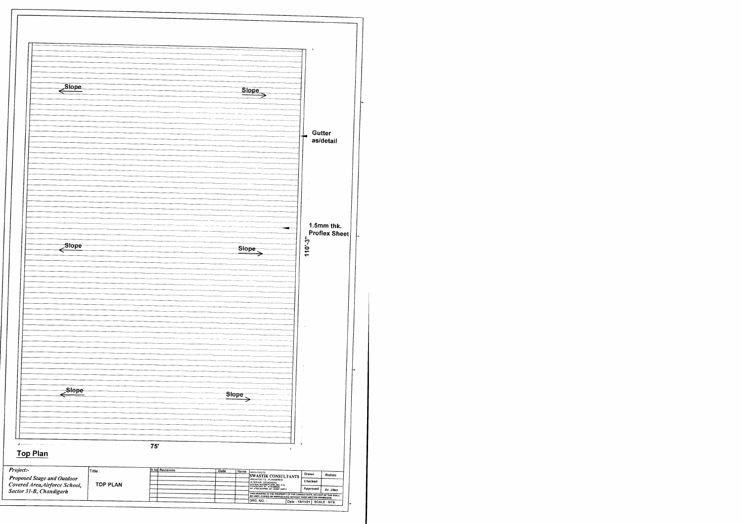Slope

Slope

Gutter as/detail

1.5mm thk. Proflex Sheet

110'-3"

Slope

Slope

Slope

Slope

75'

## Top Plan

| Project:- | Title : | S.No | Revisions | Date | Name | ARCHITECTS | Drawn | Rohini |
|---|---|---|---|---|---|---|---|---|
| *Proposed Stage and Outdoor Covered Area, Airforce School, Sector 31-B, Chandigarh* | TOP PLAN | | | | | SWASTIK CONSULTANTS ARCHITECTS, PLANNERS & INTERIOR DESIGNERS | Checked | |
| | | | | | | | Approved | Ar. Jiten |
| | | | | | | THIS DRAWING IS THE PROPERTY OF THE CONSULTANTS. NO PART OF THIS SHALL BE USED, COPIED OR REPRODUCED WITHOUT THEIR WRITTEN PERMISSION | | |
| | | | | | | DRG. NO. - | Date : 19/11/21 | SCALE : NTS |